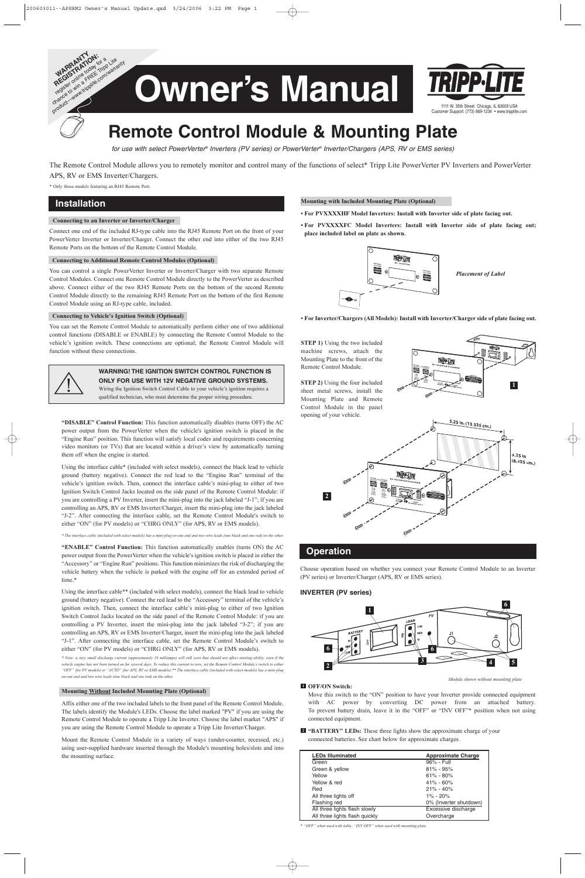**WARRANTY REGISTRATION:** register online today for a chance to win a FREE Tripp Lite product—www.tripplite.com/warranty

# Owner's Manual

TRIPP·LITE
1111 W. 35th Street Chicago, IL 60609 USA
Customer Support: (773) 869-1234 • www.tripplite.com

# Remote Control Module & Mounting Plate

*for use with select PowerVerter® Inverters (PV series) or PowerVerter® Inverter/Chargers (APS, RV or EMS series)*

The Remote Control Module allows you to remotely monitor and control many of the functions of select* Tripp Lite PowerVerter PV Inverters and PowerVerter APS, RV or EMS Inverter/Chargers.

* Only those models featuring an RJ45 Remote Port.

## Installation

### Connecting to an Inverter or Inverter/Charger

Connect one end of the included RJ-type cable into the RJ45 Remote Port on the front of your PowerVerter Inverter or Inverter/Charger. Connect the other end into either of the two RJ45 Remote Ports on the bottom of the Remote Control Module.

### Connecting to Additional Remote Control Modules (Optional)

You can control a single PowerVerter Inverter or Inverter/Charger with two separate Remote Control Modules. Connect one Remote Control Module directly to the PowerVerter as described above. Connect either of the two RJ45 Remote Ports on the bottom of the second Remote Control Module directly to the remaining RJ45 Remote Port on the bottom of the first Remote Control Module using an RJ-type cable, included.

### Connecting to Vehicle's Ignition Switch (Optional)

You can set the Remote Control Module to automatically perform either one of two additional control functions (DISABLE or ENABLE) by connecting the Remote Control Module to the vehicle's ignition switch. These connections are optional; the Remote Control Module will function without these connections.

**WARNING! THE IGNITION SWITCH CONTROL FUNCTION IS ONLY FOR USE WITH 12V NEGATIVE GROUND SYSTEMS.**
Wiring the Ignition Switch Control Cable to your vehicle's ignition requires a qualified technician, who must determine the proper wiring procedure.

**"DISABLE" Control Function:** This function automatically disables (turns OFF) the AC power output from the PowerVerter when the vehicle's ignition switch is placed in the "Engine Run" position. This function will satisfy local codes and requirements concerning video monitors (or TVs) that are located within a driver's view by automatically turning them off when the engine is started.

Using the interface cable* (included with select models), connect the black lead to vehicle ground (battery negative). Connect the red lead to the "Engine Run" terminal of the vehicle's ignition switch. Then, connect the interface cable's mini-plug to either of two Ignition Switch Control Jacks located on the side panel of the Remote Control Module: if you are controlling a PV Inverter, insert the mini-plug into the jack labeled "J-1"; if you are controlling an APS, RV or EMS Inverter/Charger, insert the mini-plug into the jack labeled "J-2". After connecting the interface cable, set the Remote Control Module's switch to either "ON" (for PV models) or "CHRG ONLY" (for APS, RV or EMS models).

*\* The interface cable (included with select models) has a mini-plug on one end and two wire leads (one black and one red) on the other.*

**"ENABLE" Control Function:** This function automatically enables (turns ON) the AC power output from the PowerVerter when the vehicle's ignition switch is placed in either the "Accessory" or "Engine Run" positions. This function minimizes the risk of discharging the vehicle battery when the vehicle is parked with the engine off for an extended period of time.*

Using the interface cable** (included with select models), connect the black lead to vehicle ground (battery negative). Connect the red lead to the "Accessory" terminal of the vehicle's ignition switch. Then, connect the interface cable's mini-plug to either of two Ignition Switch Control Jacks located on the side panel of the Remote Control Module: if you are controlling a PV Inverter, insert the mini-plug into the jack labeled "J-2"; if you are controlling an APS, RV or EMS Inverter/Charger, insert the mini-plug into the jack labeled "J-1". After connecting the interface cable, set the Remote Control Module's switch to either "ON" (for PV models) or "CHRG ONLY" (for APS, RV or EMS models).

*\* Note: a very small discharge current (approximately 18 milliamps) will still exist that should not affect starting ability, even if the vehicle engine has not been turned on for several days. To reduce this current to zero, set the Remote Control Module's switch to either "OFF" (for PV models) or "AUTO" (for APS, RV or EMS models). \*\* The interface cable (included with select models) has a mini-plug on one end and two wire leads (one black and one red) on the other.*

### Mounting Without Included Mounting Plate (Optional)

Affix either one of the two included labels to the front panel of the Remote Control Module. The labels identify the Module's LEDs. Choose the label marked "PV" if you are using the Remote Control Module to operate a Tripp Lite Inverter. Choose the label market "APS" if you are using the Remote Control Module to operate a Tripp Lite Inverter/Charger.

Mount the Remote Control Module in a variety of ways (under-counter, recessed, etc.) using user-supplied hardware inserted through the Module's mounting holes/slots and into the mounting surface.

### Mounting with Included Mounting Plate (Optional)

- **For PVXXXXHF Model Inverters: Install with Inverter side of plate facing out.**
- **For PVXXXXFC Model Inverters: Install with Inverter side of plate facing out; place included label on plate as shown.**

*Placement of Label*

- **For Inverter/Chargers (All Models): Install with Inverter/Charger side of plate facing out.**

**STEP 1)** Using the two included machine screws, attach the Mounting Plate to the front of the Remote Control Module.

**STEP 2)** Using the four included sheet metal screws, install the Mounting Plate and Remote Control Module in the panel opening of your vehicle.

5.25 in. (13.335 cm.)
3.25 in (8.255 cm.)

## Operation

Choose operation based on whether you connect your Remote Control Module to an Inverter (PV series) or Inverter/Charger (APS, RV or EMS series).

### INVERTER (PV series)

*Module shown without mounting plate*

**1 OFF/ON Switch:**
Move this switch to the "ON" position to have your Inverter provide connected equipment with AC power by converting DC power from an attached battery. To prevent battery drain, leave it in the "OFF" or "INV OFF"* position when not using connected equipment.

**2 "BATTERY" LEDs:** These three lights show the approximate charge of your connected batteries. See chart below for approximate charges.

| LEDs Illuminated | Approximate Charge |
|---|---|
| Green | 96% - Full |
| Green & yellow | 81% - 95% |
| Yellow | 61% - 80% |
| Yellow & red | 41% - 60% |
| Red | 21% - 40% |
| All three lights off | 1% - 20% |
| Flashing red | 0% (Inverter shutdown) |
| All three lights flash slowly | Excessive discharge |
| All three lights flash quickly | Overcharge |

*\* "OFF" when used with lable; "INV OFF" when used with mounting plate.*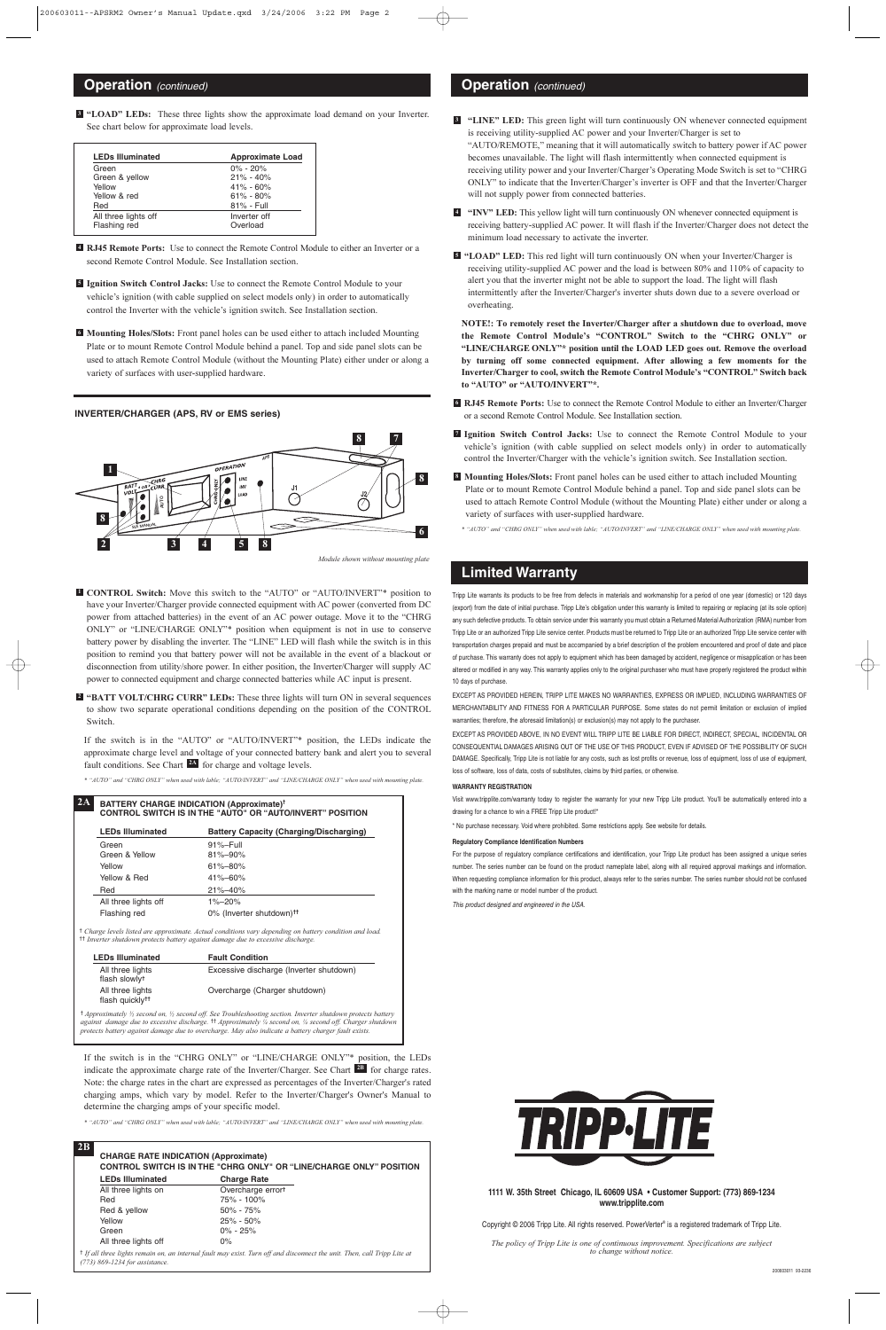## Operation *(continued)*

**3 "LOAD" LEDs:** These three lights show the approximate load demand on your Inverter. See chart below for approximate load levels.

| LEDs Illuminated | Approximate Load |
|---|---|
| Green | 0% - 20% |
| Green & yellow | 21% - 40% |
| Yellow | 41% - 60% |
| Yellow & red | 61% - 80% |
| Red | 81% - Full |
| All three lights off | Inverter off |
| Flashing red | Overload |

**4 RJ45 Remote Ports:** Use to connect the Remote Control Module to either an Inverter or a second Remote Control Module. See Installation section.

**5 Ignition Switch Control Jacks:** Use to connect the Remote Control Module to your vehicle's ignition (with cable supplied on select models only) in order to automatically control the Inverter with the vehicle's ignition switch. See Installation section.

**6 Mounting Holes/Slots:** Front panel holes can be used either to attach included Mounting Plate or to mount Remote Control Module behind a panel. Top and side panel slots can be used to attach Remote Control Module (without the Mounting Plate) either under or along a variety of surfaces with user-supplied hardware.

### INVERTER/CHARGER (APS, RV or EMS series)

1 2 3 4 5 6 7 8

*Module shown without mounting plate*

**1 CONTROL Switch:** Move this switch to the "AUTO" or "AUTO/INVERT"* position to have your Inverter/Charger provide connected equipment with AC power (converted from DC power from attached batteries) in the event of an AC power outage. Move it to the "CHRG ONLY" or "LINE/CHARGE ONLY"* position when equipment is not in use to conserve battery power by disabling the inverter. The "LINE" LED will flash while the switch is in this position to remind you that battery power will not be available in the event of a blackout or disconnection from utility/shore power. In either position, the Inverter/Charger will supply AC power to connected equipment and charge connected batteries while AC input is present.

**2 "BATT VOLT/CHRG CURR" LEDs:** These three lights will turn ON in several sequences to show two separate operational conditions depending on the position of the CONTROL Switch.

If the switch is in the "AUTO" or "AUTO/INVERT"* position, the LEDs indicate the approximate charge level and voltage of your connected battery bank and alert you to several fault conditions. See Chart 2A for charge and voltage levels.

*\* "AUTO" and "CHRG ONLY" when used with lable; "AUTO/INVERT" and "LINE/CHARGE ONLY" when used with mounting plate.*

**2A BATTERY CHARGE INDICATION (Approximate)†**
**CONTROL SWITCH IS IN THE "AUTO" OR "AUTO/INVERT" POSITION**

| LEDs Illuminated | Battery Capacity (Charging/Discharging) |
|---|---|
| Green | 91%–Full |
| Green & Yellow | 81%–90% |
| Yellow | 61%–80% |
| Yellow & Red | 41%–60% |
| Red | 21%–40% |
| All three lights off | 1%–20% |
| Flashing red | 0% (Inverter shutdown)†† |

*† Charge levels listed are approximate. Actual conditions vary depending on battery condition and load.*
*†† Inverter shutdown protects battery against damage due to excessive discharge.*

| LEDs Illuminated | Fault Condition |
|---|---|
| All three lights flash slowly† | Excessive discharge (Inverter shutdown) |
| All three lights flash quickly†† | Overcharge (Charger shutdown) |

*† Approximately ½ second on, ½ second off. See Troubleshooting section. Inverter shutdown protects battery against damage due to excessive discharge. †† Approximately ¼ second on, ¼ second off. Charger shutdown protects battery against damage due to overcharge. May also indicate a battery charger fault exists.*

If the switch is in the "CHRG ONLY" or "LINE/CHARGE ONLY"* position, the LEDs indicate the approximate charge rate of the Inverter/Charger. See Chart 2B for charge rates. Note: the charge rates in the chart are expressed as percentages of the Inverter/Charger's rated charging amps, which vary by model. Refer to the Inverter/Charger's Owner's Manual to determine the charging amps of your specific model.

*\* "AUTO" and "CHRG ONLY" when used with lable; "AUTO/INVERT" and "LINE/CHARGE ONLY" when used with mounting plate.*

**2B CHARGE RATE INDICATION (Approximate)**
**CONTROL SWITCH IS IN THE "CHRG ONLY" OR "LINE/CHARGE ONLY" POSITION**

| LEDs Illuminated | Charge Rate |
|---|---|
| All three lights on | Overcharge error† |
| Red | 75% - 100% |
| Red & yellow | 50% - 75% |
| Yellow | 25% - 50% |
| Green | 0% - 25% |
| All three lights off | 0% |

*† If all three lights remain on, an internal fault may exist. Turn off and disconnect the unit. Then, call Tripp Lite at (773) 869-1234 for assistance.*

## Operation *(continued)*

**3 "LINE" LED:** This green light will turn continuously ON whenever connected equipment is receiving utility-supplied AC power and your Inverter/Charger is set to "AUTO/REMOTE," meaning that it will automatically switch to battery power if AC power becomes unavailable. The light will flash intermittently when connected equipment is receiving utility power and your Inverter/Charger's Operating Mode Switch is set to "CHRG ONLY" to indicate that the Inverter/Charger's inverter is OFF and that the Inverter/Charger will not supply power from connected batteries.

**4 "INV" LED:** This yellow light will turn continuously ON whenever connected equipment is receiving battery-supplied AC power. It will flash if the Inverter/Charger does not detect the minimum load necessary to activate the inverter.

**5 "LOAD" LED:** This red light will turn continuously ON when your Inverter/Charger is receiving utility-supplied AC power and the load is between 80% and 110% of capacity to alert you that the inverter might not be able to support the load. The light will flash intermittently after the Inverter/Charger's inverter shuts down due to a severe overload or overheating.

**NOTE!: To remotely reset the Inverter/Charger after a shutdown due to overload, move the Remote Control Module's "CONTROL" Switch to the "CHRG ONLY" or "LINE/CHARGE ONLY"* position until the LOAD LED goes out. Remove the overload by turning off some connected equipment. After allowing a few moments for the Inverter/Charger to cool, switch the Remote Control Module's "CONTROL" Switch back to "AUTO" or "AUTO/INVERT"*.**

**6 RJ45 Remote Ports:** Use to connect the Remote Control Module to either an Inverter/Charger or a second Remote Control Module. See Installation section.

**7 Ignition Switch Control Jacks:** Use to connect the Remote Control Module to your vehicle's ignition (with cable supplied on select models only) in order to automatically control the Inverter/Charger with the vehicle's ignition switch. See Installation section.

**8 Mounting Holes/Slots:** Front panel holes can be used either to attach included Mounting Plate or to mount Remote Control Module behind a panel. Top and side panel slots can be used to attach Remote Control Module (without the Mounting Plate) either under or along a variety of surfaces with user-supplied hardware.

*\* "AUTO" and "CHRG ONLY" when used with lable; "AUTO/INVERT" and "LINE/CHARGE ONLY" when used with mounting plate.*

## Limited Warranty

Tripp Lite warrants its products to be free from defects in materials and workmanship for a period of one year (domestic) or 120 days (export) from the date of initial purchase. Tripp Lite's obligation under this warranty is limited to repairing or replacing (at its sole option) any such defective products. To obtain service under this warranty you must obtain a Returned Material Authorization (RMA) number from Tripp Lite or an authorized Tripp Lite service center. Products must be returned to Tripp Lite or an authorized Tripp Lite service center with transportation charges prepaid and must be accompanied by a brief description of the problem encountered and proof of date and place of purchase. This warranty does not apply to equipment which has been damaged by accident, negligence or misapplication or has been altered or modified in any way. This warranty applies only to the original purchaser who must have properly registered the product within 10 days of purchase.

EXCEPT AS PROVIDED HEREIN, TRIPP LITE MAKES NO WARRANTIES, EXPRESS OR IMPLIED, INCLUDING WARRANTIES OF MERCHANTABILITY AND FITNESS FOR A PARTICULAR PURPOSE. Some states do not permit limitation or exclusion of implied warranties; therefore, the aforesaid limitation(s) or exclusion(s) may not apply to the purchaser.

EXCEPT AS PROVIDED ABOVE, IN NO EVENT WILL TRIPP LITE BE LIABLE FOR DIRECT, INDIRECT, SPECIAL, INCIDENTAL OR CONSEQUENTIAL DAMAGES ARISING OUT OF THE USE OF THIS PRODUCT, EVEN IF ADVISED OF THE POSSIBILITY OF SUCH DAMAGE. Specifically, Tripp Lite is not liable for any costs, such as lost profits or revenue, loss of equipment, loss of use of equipment, loss of software, loss of data, costs of substitutes, claims by third parties, or otherwise.

**WARRANTY REGISTRATION**

Visit www.tripplite.com/warranty today to register the warranty for your new Tripp Lite product. You'll be automatically entered into a drawing for a chance to win a FREE Tripp Lite product!*

\* No purchase necessary. Void where prohibited. Some restrictions apply. See website for details.

**Regulatory Compliance Identification Numbers**

For the purpose of regulatory compliance certifications and identification, your Tripp Lite product has been assigned a unique series number. The series number can be found on the product nameplate label, along with all required approval markings and information. When requesting compliance information for this product, always refer to the series number. The series number should not be confused with the marking name or model number of the product.

*This product designed and engineered in the USA.*

TRIPP·LITE

**1111 W. 35th Street Chicago, IL 60609 USA • Customer Support: (773) 869-1234**
**www.tripplite.com**

Copyright © 2006 Tripp Lite. All rights reserved. PowerVerter® is a registered trademark of Tripp Lite.

*The policy of Tripp Lite is one of continuous improvement. Specifications are subject to change without notice.*

200603011 93-2236